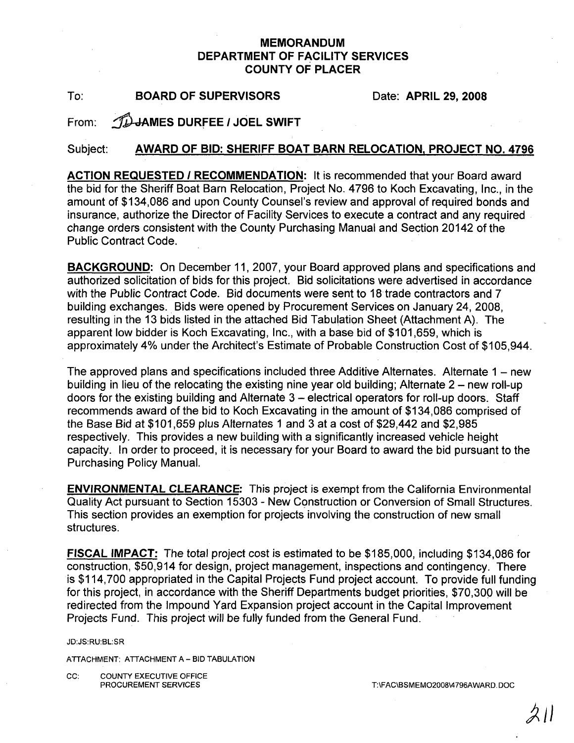# MEMORANDUM
# DEPARTMENT OF FACILITY SERVICES
# COUNTY OF PLACER

To: **BOARD OF SUPERVISORS** Date: **APRIL 29, 2008**

From: **JD JAMES DURFEE / JOEL SWIFT**

Subject: **AWARD OF BID: SHERIFF BOAT BARN RELOCATION, PROJECT NO. 4796**

**ACTION REQUESTED / RECOMMENDATION:** It is recommended that your Board award the bid for the Sheriff Boat Barn Relocation, Project No. 4796 to Koch Excavating, Inc., in the amount of $134,086 and upon County Counsel's review and approval of required bonds and insurance, authorize the Director of Facility Services to execute a contract and any required change orders consistent with the County Purchasing Manual and Section 20142 of the Public Contract Code.

**BACKGROUND:** On December 11, 2007, your Board approved plans and specifications and authorized solicitation of bids for this project. Bid solicitations were advertised in accordance with the Public Contract Code. Bid documents were sent to 18 trade contractors and 7 building exchanges. Bids were opened by Procurement Services on January 24, 2008, resulting in the 13 bids listed in the attached Bid Tabulation Sheet (Attachment A). The apparent low bidder is Koch Excavating, Inc., with a base bid of $101,659, which is approximately 4% under the Architect's Estimate of Probable Construction Cost of $105,944.

The approved plans and specifications included three Additive Alternates. Alternate 1 – new building in lieu of the relocating the existing nine year old building; Alternate 2 – new roll-up doors for the existing building and Alternate 3 – electrical operators for roll-up doors. Staff recommends award of the bid to Koch Excavating in the amount of $134,086 comprised of the Base Bid at $101,659 plus Alternates 1 and 3 at a cost of $29,442 and $2,985 respectively. This provides a new building with a significantly increased vehicle height capacity. In order to proceed, it is necessary for your Board to award the bid pursuant to the Purchasing Policy Manual.

**ENVIRONMENTAL CLEARANCE:** This project is exempt from the California Environmental Quality Act pursuant to Section 15303 - New Construction or Conversion of Small Structures. This section provides an exemption for projects involving the construction of new small structures.

**FISCAL IMPACT:** The total project cost is estimated to be $185,000, including $134,086 for construction, $50,914 for design, project management, inspections and contingency. There is $114,700 appropriated in the Capital Projects Fund project account. To provide full funding for this project, in accordance with the Sheriff Departments budget priorities, $70,300 will be redirected from the Impound Yard Expansion project account in the Capital Improvement Projects Fund. This project will be fully funded from the General Fund.

JD:JS:RU:BL:SR

ATTACHMENT: ATTACHMENT A – BID TABULATION

CC: COUNTY EXECUTIVE OFFICE
PROCUREMENT SERVICES

T:\FAC\BSMEMO2008\4796AWARD.DOC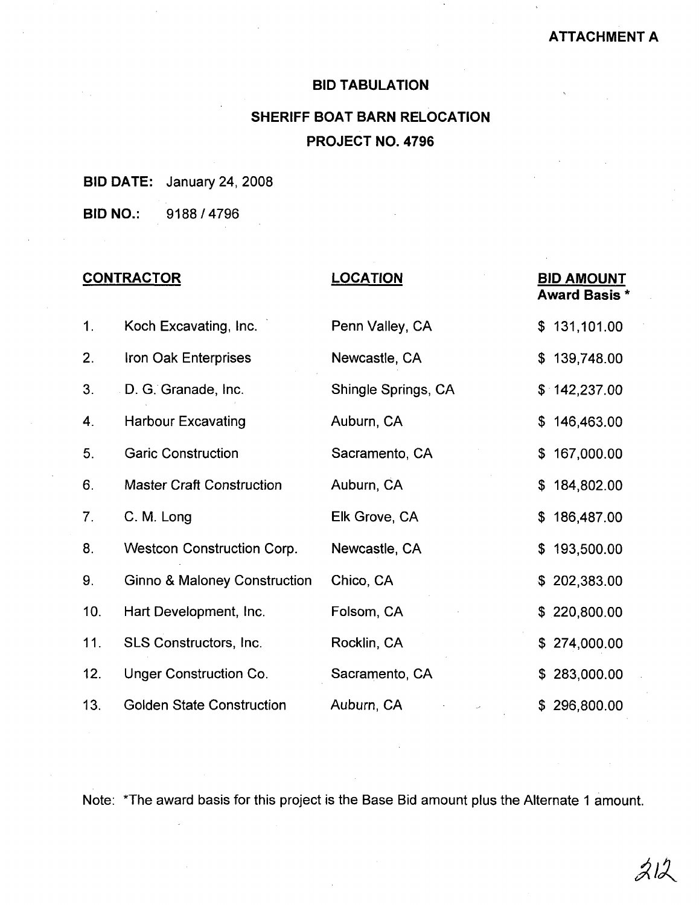**ATTACHMENT A**

## BID TABULATION

## SHERIFF BOAT BARN RELOCATION

## PROJECT NO. 4796

**BID DATE:** January 24, 2008

**BID NO.:** 9188 / 4796

| | **CONTRACTOR** | **LOCATION** | **BID AMOUNT** **Award Basis \*** |
|---|---|---|---|
| 1. | Koch Excavating, Inc. | Penn Valley, CA | $ 131,101.00 |
| 2. | Iron Oak Enterprises | Newcastle, CA | $ 139,748.00 |
| 3. | D. G. Granade, Inc. | Shingle Springs, CA | $ 142,237.00 |
| 4. | Harbour Excavating | Auburn, CA | $ 146,463.00 |
| 5. | Garic Construction | Sacramento, CA | $ 167,000.00 |
| 6. | Master Craft Construction | Auburn, CA | $ 184,802.00 |
| 7. | C. M. Long | Elk Grove, CA | $ 186,487.00 |
| 8. | Westcon Construction Corp. | Newcastle, CA | $ 193,500.00 |
| 9. | Ginno & Maloney Construction | Chico, CA | $ 202,383.00 |
| 10. | Hart Development, Inc. | Folsom, CA | $ 220,800.00 |
| 11. | SLS Constructors, Inc. | Rocklin, CA | $ 274,000.00 |
| 12. | Unger Construction Co. | Sacramento, CA | $ 283,000.00 |
| 13. | Golden State Construction | Auburn, CA | $ 296,800.00 |

Note: *The award basis for this project is the Base Bid amount plus the Alternate 1 amount.